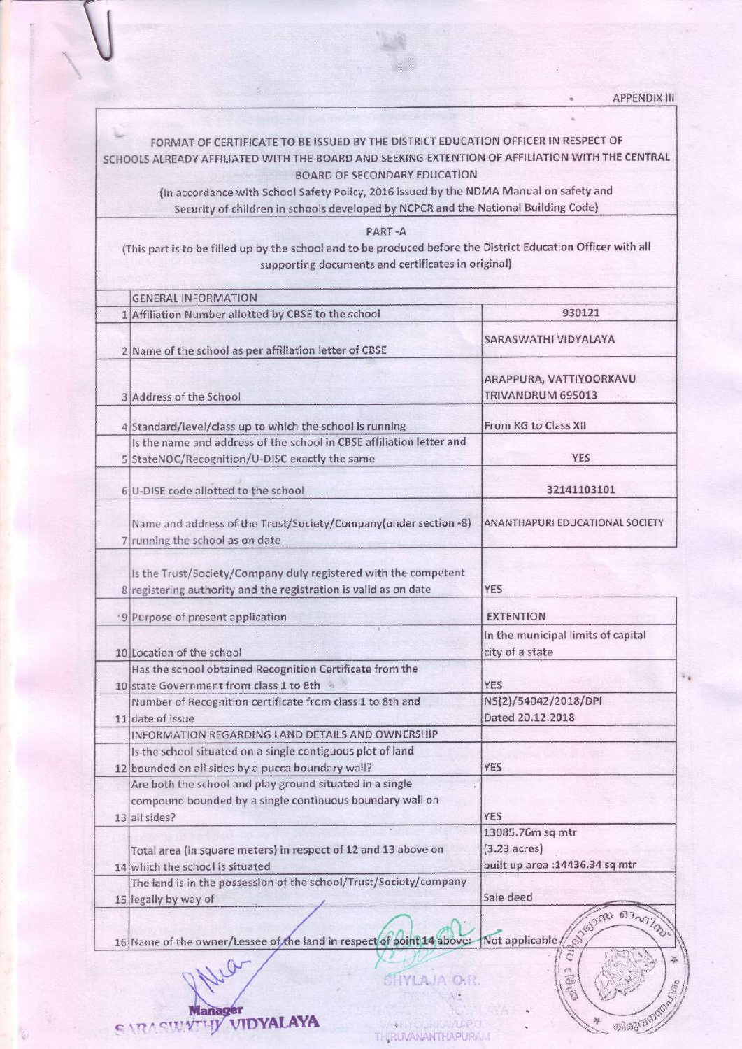APPENDIX III

FORMAT OF CERTIFICATE TO BE ISSUED BY THE DISTRICT EDUCATION OFFICER IN RESPECT OF SCHOOLS ALREADY AFFILIATED WITH THE BOARD AND SEEKING EXTENTION OF AFFILIATION WITH THE CENTRAL BOARD OF SECONDARY EDUCATION

(In accordance with School Safety Policy, 2016 issued by the NDMA Manual on safety and Security of children in schools developed by NCPCR and the National Building Code)

PART -A

(This part is to be filled up by the school and to be produced before the District Education Officer with all supporting documents and certificates in original)

| | GENERAL INFORMATION | |
|---|---|---|
| 1 | Affiliation Number allotted by CBSE to the school | 930121 |
| 2 | Name of the school as per affiliation letter of CBSE | SARASWATHI VIDYALAYA |
| 3 | Address of the School | ARAPPURA, VATTIYOORKAVU TRIVANDRUM 695013 |
| 4 | Standard/level/class up to which the school is running | From KG to Class XII |
| 5 | Is the name and address of the school in CBSE affiliation letter and StateNOC/Recognition/U-DISC exactly the same | YES |
| 6 | U-DISE code allotted to the school | 32141103101 |
| 7 | Name and address of the Trust/Society/Company(under section -8) running the school as on date | ANANTHAPURI EDUCATIONAL SOCIETY |
| 8 | Is the Trust/Society/Company duly registered with the competent registering authority and the registration is valid as on date | YES |
| 9 | Purpose of present application | EXTENTION |
| 10 | Location of the school | In the municipal limits of capital city of a state |
| 10 | Has the school obtained Recognition Certificate from the state Government from class 1 to 8th | YES |
| 11 | Number of Recognition certificate from class 1 to 8th and date of issue | NS(2)/54042/2018/DPI Dated 20.12.2018 |
| | INFORMATION REGARDING LAND DETAILS AND OWNERSHIP | |
| 12 | Is the school situated on a single contiguous plot of land bounded on all sides by a pucca boundary wall? | YES |
| 13 | Are both the school and play ground situated in a single compound bounded by a single continuous boundary wall on all sides? | YES |
| 14 | Total area (in square meters) in respect of 12 and 13 above on which the school is situated | 13085.76m sq mtr (3.23 acres) built up area :14436.34 sq mtr |
| 15 | The land is in the possession of the school/Trust/Society/company legally by way of | Sale deed |
| 16 | Name of the owner/Lessee of the land in respect of point 14 above: | Not applicable |

Manager
SARASWATHI VIDYALAYA

SHYLAJA O.R.
PRINCIPAL
SARASWATHI VIDYALAYA
VATTIYOORKAVU P.O.
THIRUVANANTHAPURAM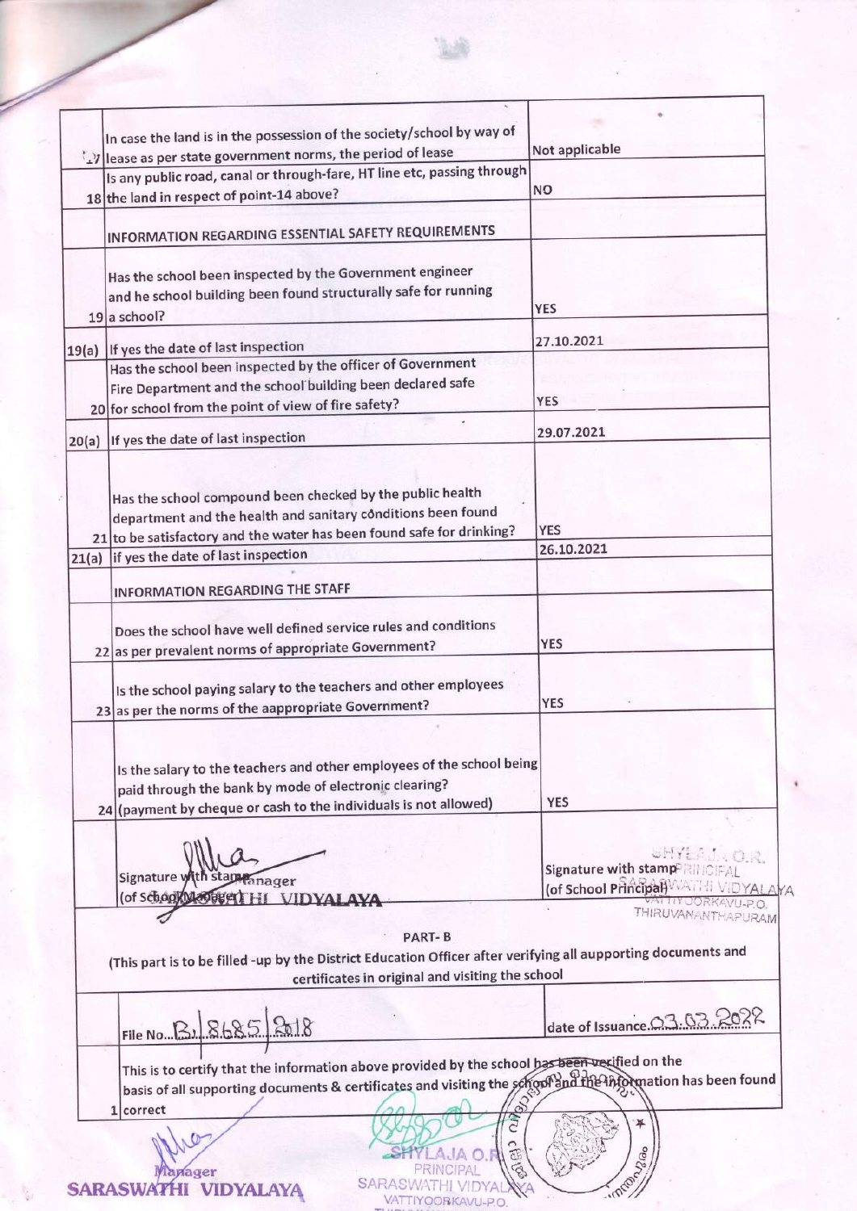| | | |
|---|---|---|
| 17 | In case the land is in the possession of the society/school by way of lease as per state government norms, the period of lease | Not applicable |
| 18 | Is any public road, canal or through-fare, HT line etc, passing through the land in respect of point-14 above? | NO |
| | INFORMATION REGARDING ESSENTIAL SAFETY REQUIREMENTS | |
| 19 | Has the school been inspected by the Government engineer and he school building been found structurally safe for running a school? | YES |
| 19(a) | If yes the date of last inspection | 27.10.2021 |
| 20 | Has the school been inspected by the officer of Government Fire Department and the school building been declared safe for school from the point of view of fire safety? | YES |
| 20(a) | If yes the date of last inspection | 29.07.2021 |
| 21 | Has the school compound been checked by the public health department and the health and sanitary conditions been found to be satisfactory and the water has been found safe for drinking? | YES |
| 21(a) | if yes the date of last inspection | 26.10.2021 |
| | INFORMATION REGARDING THE STAFF | |
| 22 | Does the school have well defined service rules and conditions as per prevalent norms of appropriate Government? | YES |
| 23 | Is the school paying salary to the teachers and other employees as per the norms of the aappropriate Government? | YES |
| 24 | Is the salary to the teachers and other employees of the school being paid through the bank by mode of electronic clearing? (payment by cheque or cash to the individuals is not allowed) | YES |
| | Signature with stamp Manager (of School Manager) SARASWATHI VIDYALAYA | Signature with stamp (of School Principal) SHYLAJA O.R. PRINCIPAL SARASWATHI VIDYALAYA VATTIYOORKAVU-P.O. THIRUVANANTHAPURAM |

**PART- B**

(This part is to be filled -up by the District Education Officer after verifying all aupporting documents and certificates in original and visiting the school

| | | |
|---|---|---|
| | File No... B/ 8685/ 2018 | date of Issuance 03.03.2022 |
| 1 | This is to certify that the information above provided by the school has been verified on the basis of all supporting documents & certificates and visiting the school and the information has been found correct | |

Manager
SARASWATHI VIDYALAYA

SHYLAJA O.R.
PRINCIPAL
SARASWATHI VIDYALAYA
VATTIYOORKAVU-P.O.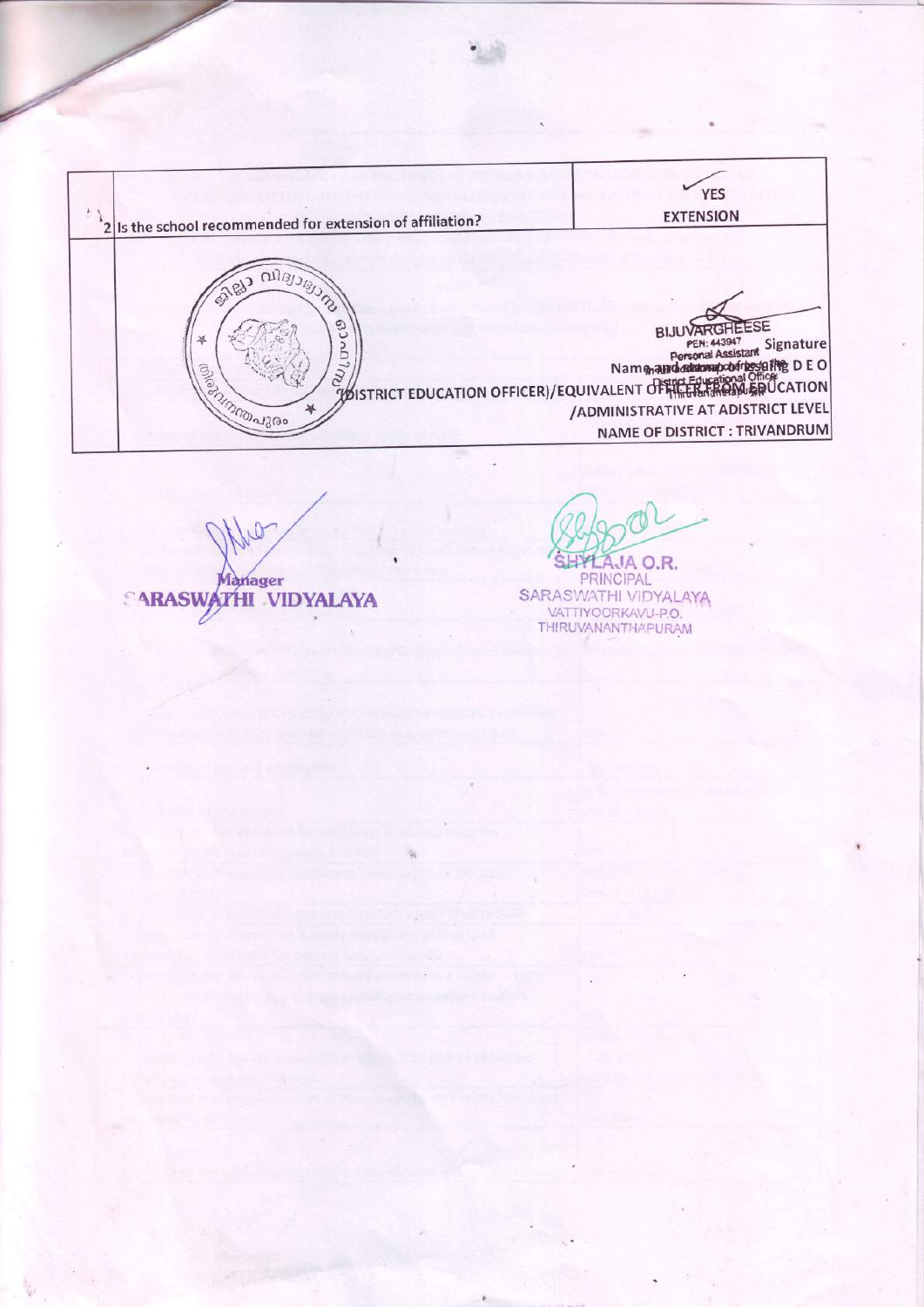| | | |
|---|---|---|
| 2 | Is the school recommended for extension of affiliation? | YES<br>EXTENSION |
| | (DISTRICT EDUCATION OFFICER)/EQUIVALENT OFFICER FROM EDUCATION /ADMINISTRATIVE AT ADISTRICT LEVEL<br>NAME OF DISTRICT : TRIVANDRUM | BIJUVARGHEESE<br>PEN: 443947<br>Personal Assistant<br>District Educational Office<br>Thiruvananthapuram<br>Signature<br>Name and stamp of issuing D E O |

Manager
SARASWATHI VIDYALAYA

SHYLAJA O.R.
PRINCIPAL
SARASWATHI VIDYALAYA
VATTIYOORKAVU-P.O.
THIRUVANANTHAPURAM